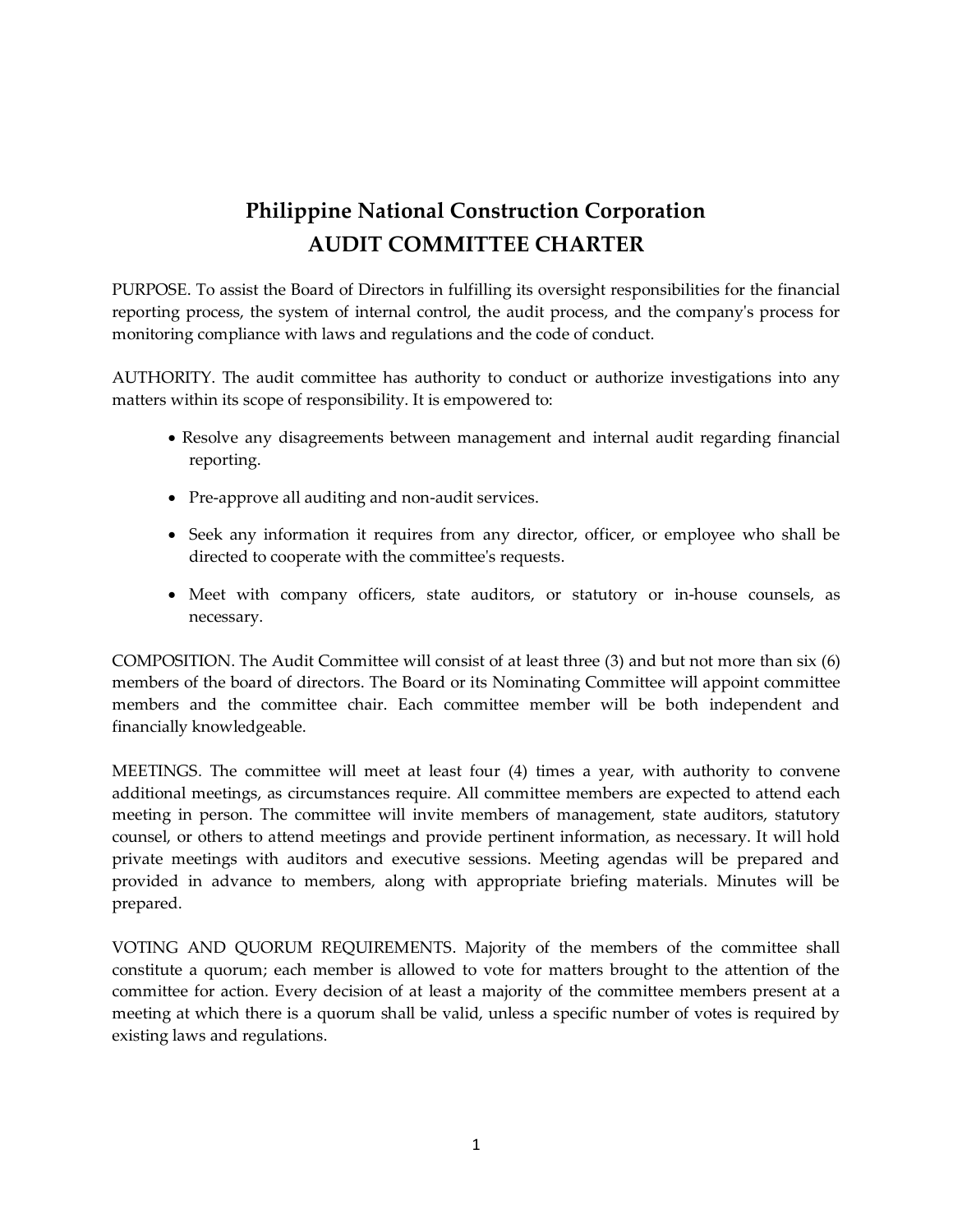# Philippine National Construction Corporation
# AUDIT COMMITTEE CHARTER

PURPOSE. To assist the Board of Directors in fulfilling its oversight responsibilities for the financial reporting process, the system of internal control, the audit process, and the company's process for monitoring compliance with laws and regulations and the code of conduct.

AUTHORITY. The audit committee has authority to conduct or authorize investigations into any matters within its scope of responsibility. It is empowered to:

- Resolve any disagreements between management and internal audit regarding financial reporting.
- Pre-approve all auditing and non-audit services.
- Seek any information it requires from any director, officer, or employee who shall be directed to cooperate with the committee's requests.
- Meet with company officers, state auditors, or statutory or in-house counsels, as necessary.

COMPOSITION. The Audit Committee will consist of at least three (3) and but not more than six (6) members of the board of directors. The Board or its Nominating Committee will appoint committee members and the committee chair. Each committee member will be both independent and financially knowledgeable.

MEETINGS. The committee will meet at least four (4) times a year, with authority to convene additional meetings, as circumstances require. All committee members are expected to attend each meeting in person. The committee will invite members of management, state auditors, statutory counsel, or others to attend meetings and provide pertinent information, as necessary. It will hold private meetings with auditors and executive sessions. Meeting agendas will be prepared and provided in advance to members, along with appropriate briefing materials. Minutes will be prepared.

VOTING AND QUORUM REQUIREMENTS. Majority of the members of the committee shall constitute a quorum; each member is allowed to vote for matters brought to the attention of the committee for action. Every decision of at least a majority of the committee members present at a meeting at which there is a quorum shall be valid, unless a specific number of votes is required by existing laws and regulations.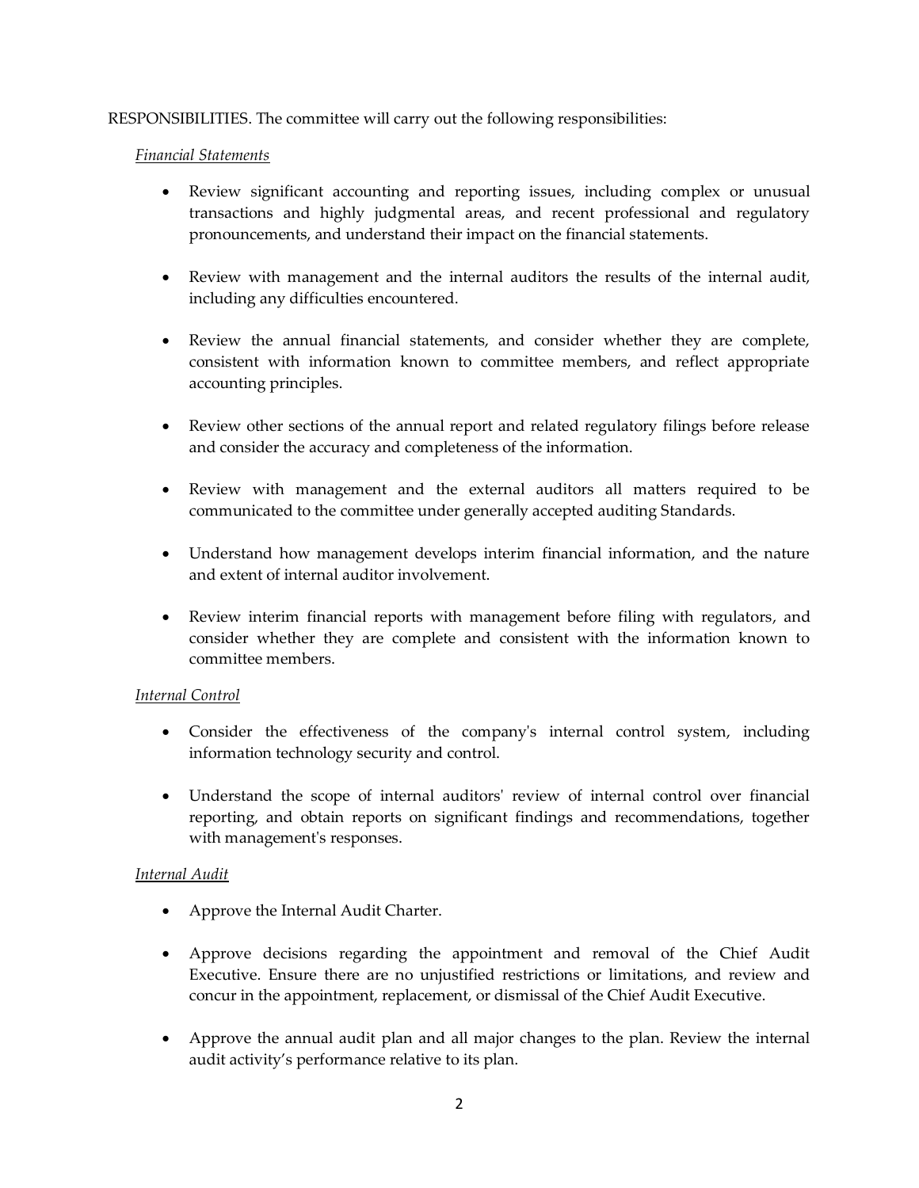RESPONSIBILITIES. The committee will carry out the following responsibilities:

*Financial Statements*

- Review significant accounting and reporting issues, including complex or unusual transactions and highly judgmental areas, and recent professional and regulatory pronouncements, and understand their impact on the financial statements.

- Review with management and the internal auditors the results of the internal audit, including any difficulties encountered.

- Review the annual financial statements, and consider whether they are complete, consistent with information known to committee members, and reflect appropriate accounting principles.

- Review other sections of the annual report and related regulatory filings before release and consider the accuracy and completeness of the information.

- Review with management and the external auditors all matters required to be communicated to the committee under generally accepted auditing Standards.

- Understand how management develops interim financial information, and the nature and extent of internal auditor involvement.

- Review interim financial reports with management before filing with regulators, and consider whether they are complete and consistent with the information known to committee members.

*Internal Control*

- Consider the effectiveness of the company's internal control system, including information technology security and control.

- Understand the scope of internal auditors' review of internal control over financial reporting, and obtain reports on significant findings and recommendations, together with management's responses.

*Internal Audit*

- Approve the Internal Audit Charter.

- Approve decisions regarding the appointment and removal of the Chief Audit Executive. Ensure there are no unjustified restrictions or limitations, and review and concur in the appointment, replacement, or dismissal of the Chief Audit Executive.

- Approve the annual audit plan and all major changes to the plan. Review the internal audit activity's performance relative to its plan.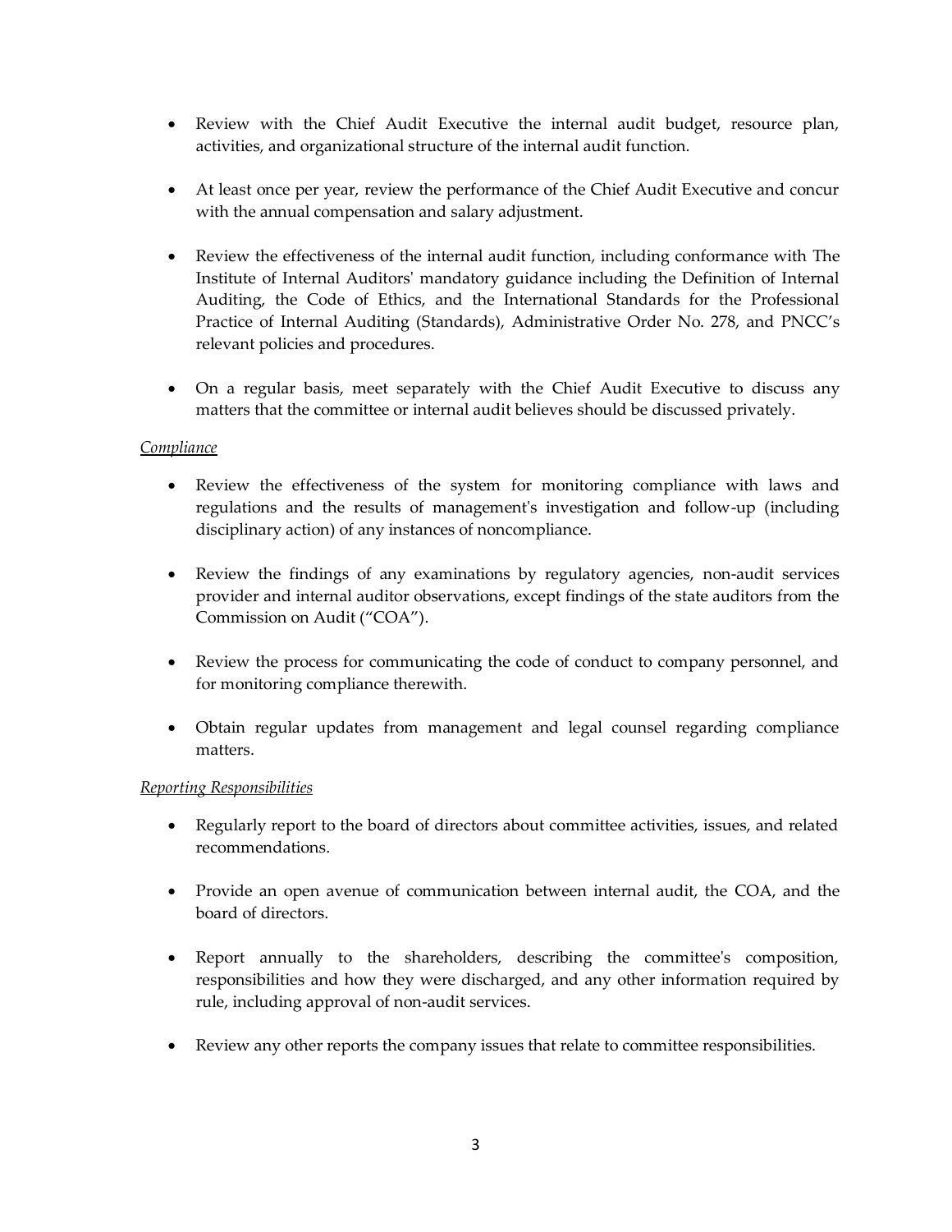- Review with the Chief Audit Executive the internal audit budget, resource plan, activities, and organizational structure of the internal audit function.

- At least once per year, review the performance of the Chief Audit Executive and concur with the annual compensation and salary adjustment.

- Review the effectiveness of the internal audit function, including conformance with The Institute of Internal Auditors' mandatory guidance including the Definition of Internal Auditing, the Code of Ethics, and the International Standards for the Professional Practice of Internal Auditing (Standards), Administrative Order No. 278, and PNCC's relevant policies and procedures.

- On a regular basis, meet separately with the Chief Audit Executive to discuss any matters that the committee or internal audit believes should be discussed privately.

*Compliance*

- Review the effectiveness of the system for monitoring compliance with laws and regulations and the results of management's investigation and follow-up (including disciplinary action) of any instances of noncompliance.

- Review the findings of any examinations by regulatory agencies, non-audit services provider and internal auditor observations, except findings of the state auditors from the Commission on Audit ("COA").

- Review the process for communicating the code of conduct to company personnel, and for monitoring compliance therewith.

- Obtain regular updates from management and legal counsel regarding compliance matters.

*Reporting Responsibilities*

- Regularly report to the board of directors about committee activities, issues, and related recommendations.

- Provide an open avenue of communication between internal audit, the COA, and the board of directors.

- Report annually to the shareholders, describing the committee's composition, responsibilities and how they were discharged, and any other information required by rule, including approval of non-audit services.

- Review any other reports the company issues that relate to committee responsibilities.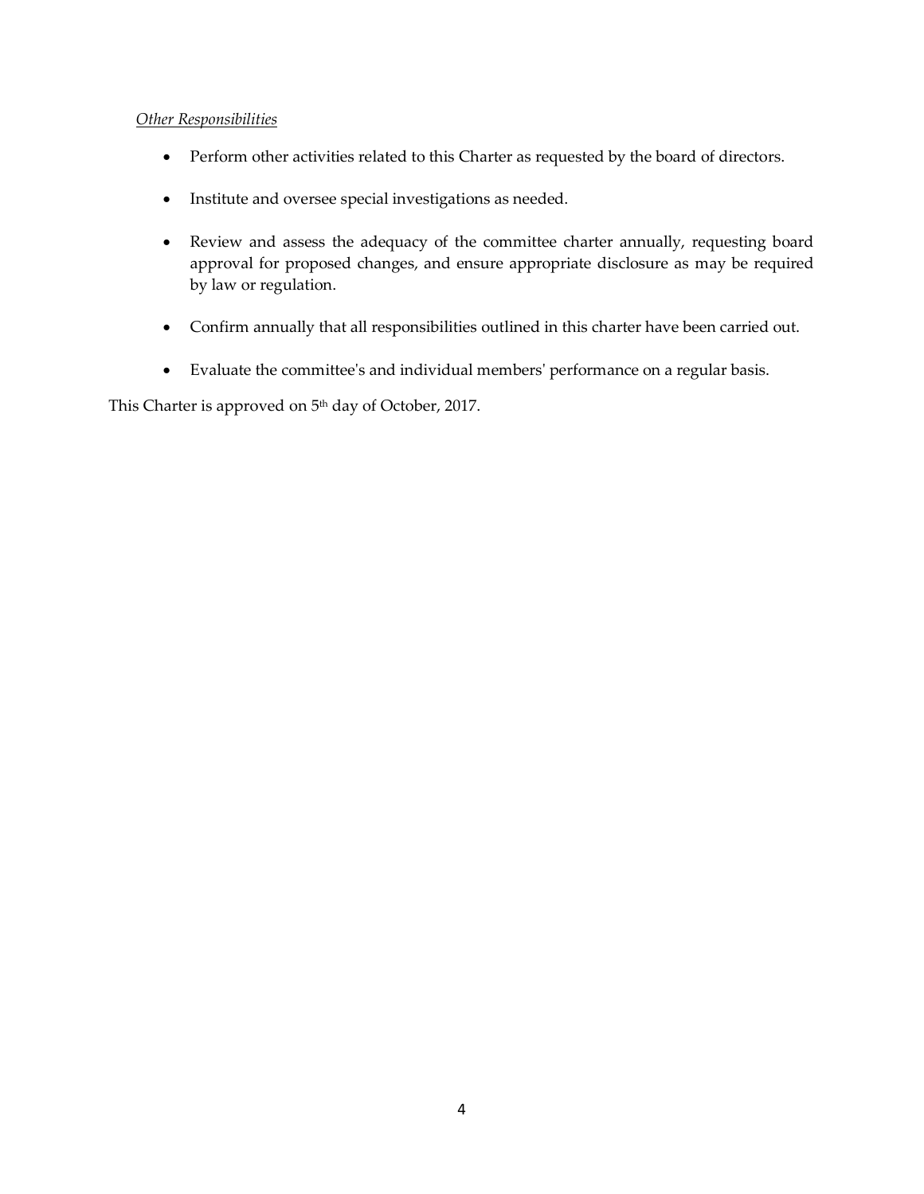*Other Responsibilities*

- Perform other activities related to this Charter as requested by the board of directors.
- Institute and oversee special investigations as needed.
- Review and assess the adequacy of the committee charter annually, requesting board approval for proposed changes, and ensure appropriate disclosure as may be required by law or regulation.
- Confirm annually that all responsibilities outlined in this charter have been carried out.
- Evaluate the committee's and individual members' performance on a regular basis.

This Charter is approved on 5th day of October, 2017.